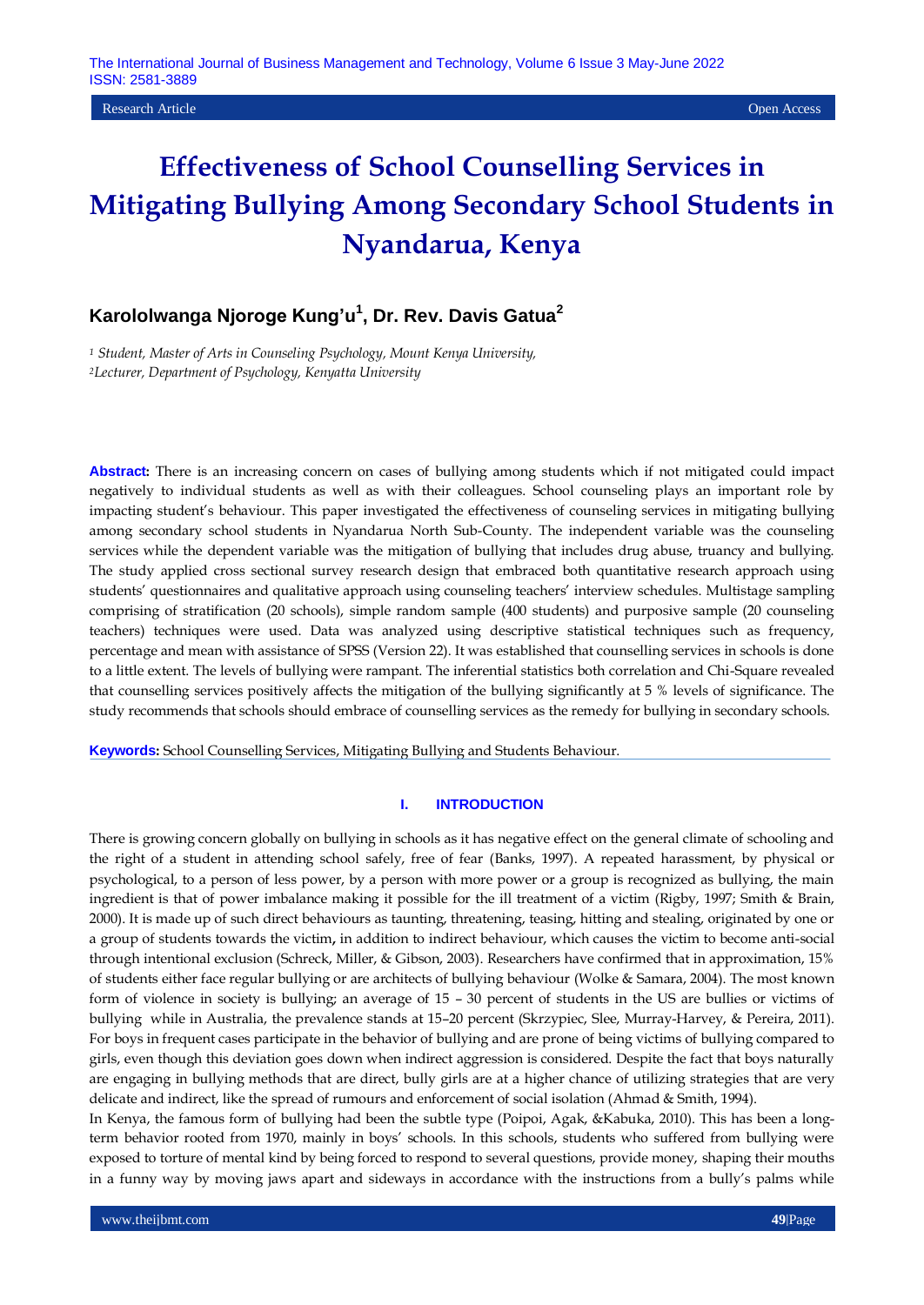Research Article | Open Access

# Effectiveness of School Counselling Services in Mitigating Bullying Among Secondary School Students in Nyandarua, Kenya

**Karololwanga Njoroge Kung'u[1], Dr. Rev. Davis Gatua[2]**

*[1] Student, Master of Arts in Counseling Psychology, Mount Kenya University,*
*[2]Lecturer, Department of Psychology, Kenyatta University*

**Abstract:** There is an increasing concern on cases of bullying among students which if not mitigated could impact negatively to individual students as well as with their colleagues. School counseling plays an important role by impacting student's behaviour. This paper investigated the effectiveness of counseling services in mitigating bullying among secondary school students in Nyandarua North Sub-County. The independent variable was the counseling services while the dependent variable was the mitigation of bullying that includes drug abuse, truancy and bullying. The study applied cross sectional survey research design that embraced both quantitative research approach using students' questionnaires and qualitative approach using counseling teachers' interview schedules. Multistage sampling comprising of stratification (20 schools), simple random sample (400 students) and purposive sample (20 counseling teachers) techniques were used. Data was analyzed using descriptive statistical techniques such as frequency, percentage and mean with assistance of SPSS (Version 22). It was established that counselling services in schools is done to a little extent. The levels of bullying were rampant. The inferential statistics both correlation and Chi-Square revealed that counselling services positively affects the mitigation of the bullying significantly at 5 % levels of significance. The study recommends that schools should embrace of counselling services as the remedy for bullying in secondary schools.

**Keywords:** School Counselling Services, Mitigating Bullying and Students Behaviour.

## I. INTRODUCTION

There is growing concern globally on bullying in schools as it has negative effect on the general climate of schooling and the right of a student in attending school safely, free of fear (Banks, 1997). A repeated harassment, by physical or psychological, to a person of less power, by a person with more power or a group is recognized as bullying, the main ingredient is that of power imbalance making it possible for the ill treatment of a victim (Rigby, 1997; Smith & Brain, 2000). It is made up of such direct behaviours as taunting, threatening, teasing, hitting and stealing, originated by one or a group of students towards the victim**,** in addition to indirect behaviour, which causes the victim to become anti-social through intentional exclusion (Schreck, Miller, & Gibson, 2003). Researchers have confirmed that in approximation, 15% of students either face regular bullying or are architects of bullying behaviour (Wolke & Samara, 2004). The most known form of violence in society is bullying; an average of 15 – 30 percent of students in the US are bullies or victims of bullying while in Australia, the prevalence stands at 15–20 percent (Skrzypiec, Slee, Murray-Harvey, & Pereira, 2011). For boys in frequent cases participate in the behavior of bullying and are prone of being victims of bullying compared to girls, even though this deviation goes down when indirect aggression is considered. Despite the fact that boys naturally are engaging in bullying methods that are direct, bully girls are at a higher chance of utilizing strategies that are very delicate and indirect, like the spread of rumours and enforcement of social isolation (Ahmad & Smith, 1994).

In Kenya, the famous form of bullying had been the subtle type (Poipoi, Agak, &Kabuka, 2010). This has been a long-term behavior rooted from 1970, mainly in boys' schools. In this schools, students who suffered from bullying were exposed to torture of mental kind by being forced to respond to several questions, provide money, shaping their mouths in a funny way by moving jaws apart and sideways in accordance with the instructions from a bully's palms while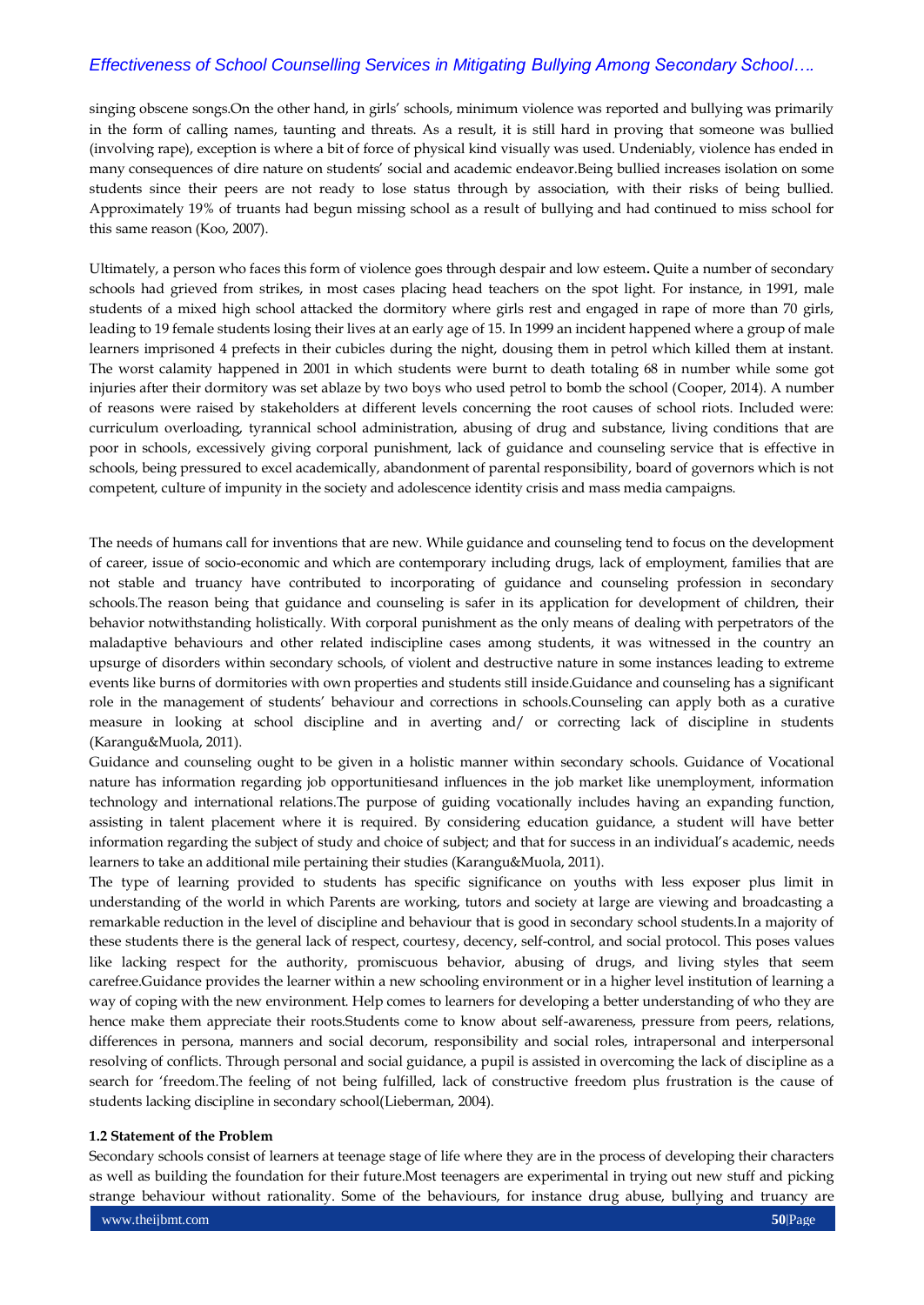singing obscene songs.On the other hand, in girls' schools, minimum violence was reported and bullying was primarily in the form of calling names, taunting and threats. As a result, it is still hard in proving that someone was bullied (involving rape), exception is where a bit of force of physical kind visually was used. Undeniably, violence has ended in many consequences of dire nature on students' social and academic endeavor.Being bullied increases isolation on some students since their peers are not ready to lose status through by association, with their risks of being bullied. Approximately 19% of truants had begun missing school as a result of bullying and had continued to miss school for this same reason (Koo, 2007).

Ultimately, a person who faces this form of violence goes through despair and low esteem**.** Quite a number of secondary schools had grieved from strikes, in most cases placing head teachers on the spot light. For instance, in 1991, male students of a mixed high school attacked the dormitory where girls rest and engaged in rape of more than 70 girls, leading to 19 female students losing their lives at an early age of 15. In 1999 an incident happened where a group of male learners imprisoned 4 prefects in their cubicles during the night, dousing them in petrol which killed them at instant. The worst calamity happened in 2001 in which students were burnt to death totaling 68 in number while some got injuries after their dormitory was set ablaze by two boys who used petrol to bomb the school (Cooper, 2014). A number of reasons were raised by stakeholders at different levels concerning the root causes of school riots. Included were: curriculum overloading, tyrannical school administration, abusing of drug and substance, living conditions that are poor in schools, excessively giving corporal punishment, lack of guidance and counseling service that is effective in schools, being pressured to excel academically, abandonment of parental responsibility, board of governors which is not competent, culture of impunity in the society and adolescence identity crisis and mass media campaigns.

The needs of humans call for inventions that are new. While guidance and counseling tend to focus on the development of career, issue of socio-economic and which are contemporary including drugs, lack of employment, families that are not stable and truancy have contributed to incorporating of guidance and counseling profession in secondary schools.The reason being that guidance and counseling is safer in its application for development of children, their behavior notwithstanding holistically. With corporal punishment as the only means of dealing with perpetrators of the maladaptive behaviours and other related indiscipline cases among students, it was witnessed in the country an upsurge of disorders within secondary schools, of violent and destructive nature in some instances leading to extreme events like burns of dormitories with own properties and students still inside.Guidance and counseling has a significant role in the management of students' behaviour and corrections in schools.Counseling can apply both as a curative measure in looking at school discipline and in averting and/ or correcting lack of discipline in students (Karangu&Muola, 2011).

Guidance and counseling ought to be given in a holistic manner within secondary schools. Guidance of Vocational nature has information regarding job opportunitiesand influences in the job market like unemployment, information technology and international relations.The purpose of guiding vocationally includes having an expanding function, assisting in talent placement where it is required. By considering education guidance, a student will have better information regarding the subject of study and choice of subject; and that for success in an individual's academic, needs learners to take an additional mile pertaining their studies (Karangu&Muola, 2011).

The type of learning provided to students has specific significance on youths with less exposer plus limit in understanding of the world in which Parents are working, tutors and society at large are viewing and broadcasting a remarkable reduction in the level of discipline and behaviour that is good in secondary school students.In a majority of these students there is the general lack of respect, courtesy, decency, self-control, and social protocol. This poses values like lacking respect for the authority, promiscuous behavior, abusing of drugs, and living styles that seem carefree.Guidance provides the learner within a new schooling environment or in a higher level institution of learning a way of coping with the new environment. Help comes to learners for developing a better understanding of who they are hence make them appreciate their roots.Students come to know about self-awareness, pressure from peers, relations, differences in persona, manners and social decorum, responsibility and social roles, intrapersonal and interpersonal resolving of conflicts. Through personal and social guidance, a pupil is assisted in overcoming the lack of discipline as a search for 'freedom.The feeling of not being fulfilled, lack of constructive freedom plus frustration is the cause of students lacking discipline in secondary school(Lieberman, 2004).

### 1.2 Statement of the Problem

Secondary schools consist of learners at teenage stage of life where they are in the process of developing their characters as well as building the foundation for their future.Most teenagers are experimental in trying out new stuff and picking strange behaviour without rationality. Some of the behaviours, for instance drug abuse, bullying and truancy are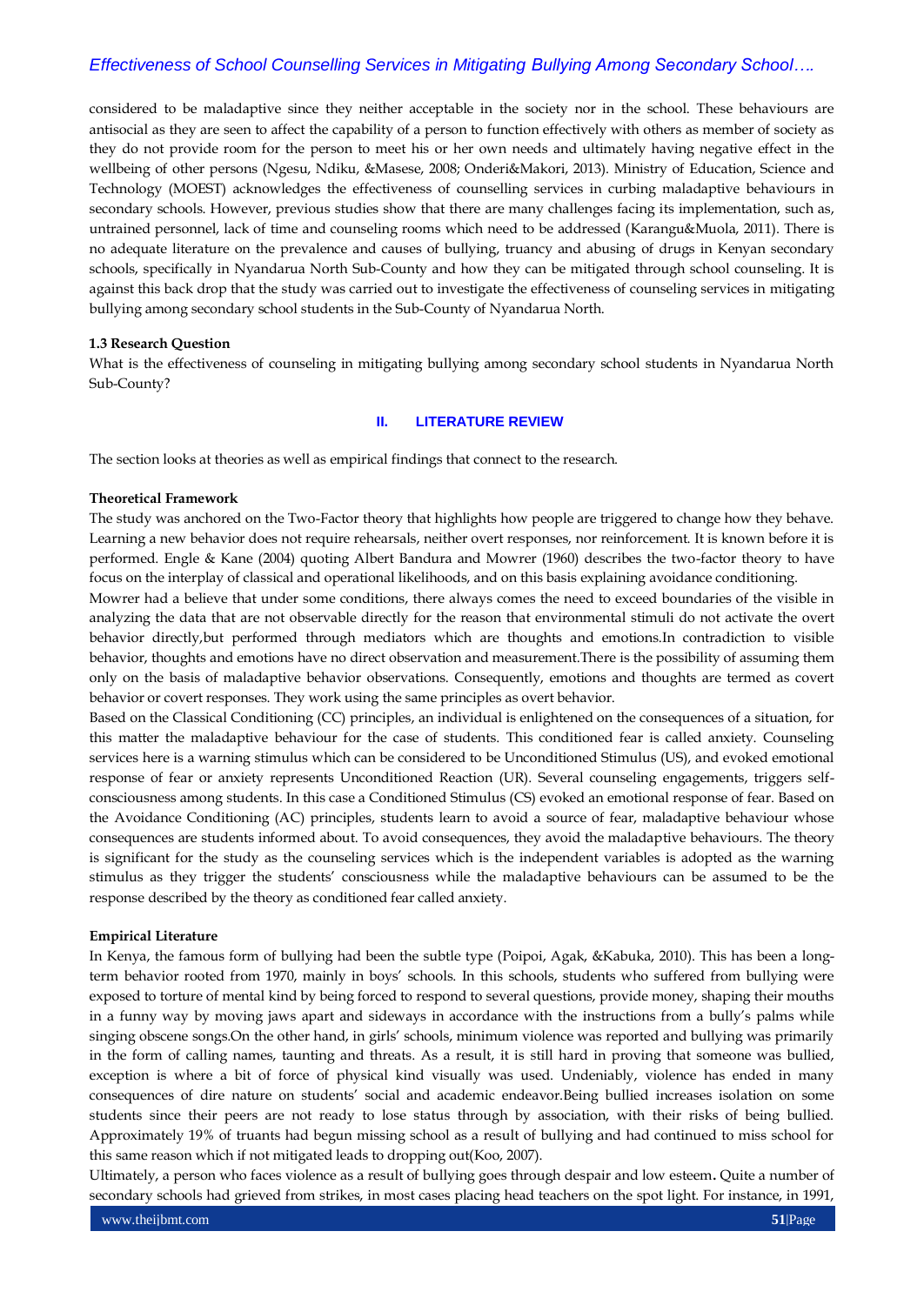considered to be maladaptive since they neither acceptable in the society nor in the school. These behaviours are antisocial as they are seen to affect the capability of a person to function effectively with others as member of society as they do not provide room for the person to meet his or her own needs and ultimately having negative effect in the wellbeing of other persons (Ngesu, Ndiku, &Masese, 2008; Onderi&Makori, 2013). Ministry of Education, Science and Technology (MOEST) acknowledges the effectiveness of counselling services in curbing maladaptive behaviours in secondary schools. However, previous studies show that there are many challenges facing its implementation, such as, untrained personnel, lack of time and counseling rooms which need to be addressed (Karangu&Muola, 2011). There is no adequate literature on the prevalence and causes of bullying, truancy and abusing of drugs in Kenyan secondary schools, specifically in Nyandarua North Sub-County and how they can be mitigated through school counseling. It is against this back drop that the study was carried out to investigate the effectiveness of counseling services in mitigating bullying among secondary school students in the Sub-County of Nyandarua North.

**1.3 Research Question**

What is the effectiveness of counseling in mitigating bullying among secondary school students in Nyandarua North Sub-County?

## II. LITERATURE REVIEW

The section looks at theories as well as empirical findings that connect to the research.

**Theoretical Framework**

The study was anchored on the Two-Factor theory that highlights how people are triggered to change how they behave. Learning a new behavior does not require rehearsals, neither overt responses, nor reinforcement. It is known before it is performed. Engle & Kane (2004) quoting Albert Bandura and Mowrer (1960) describes the two-factor theory to have focus on the interplay of classical and operational likelihoods, and on this basis explaining avoidance conditioning.

Mowrer had a believe that under some conditions, there always comes the need to exceed boundaries of the visible in analyzing the data that are not observable directly for the reason that environmental stimuli do not activate the overt behavior directly,but performed through mediators which are thoughts and emotions.In contradiction to visible behavior, thoughts and emotions have no direct observation and measurement.There is the possibility of assuming them only on the basis of maladaptive behavior observations. Consequently, emotions and thoughts are termed as covert behavior or covert responses. They work using the same principles as overt behavior.

Based on the Classical Conditioning (CC) principles, an individual is enlightened on the consequences of a situation, for this matter the maladaptive behaviour for the case of students. This conditioned fear is called anxiety. Counseling services here is a warning stimulus which can be considered to be Unconditioned Stimulus (US), and evoked emotional response of fear or anxiety represents Unconditioned Reaction (UR). Several counseling engagements, triggers self-consciousness among students. In this case a Conditioned Stimulus (CS) evoked an emotional response of fear. Based on the Avoidance Conditioning (AC) principles, students learn to avoid a source of fear, maladaptive behaviour whose consequences are students informed about. To avoid consequences, they avoid the maladaptive behaviours. The theory is significant for the study as the counseling services which is the independent variables is adopted as the warning stimulus as they trigger the students' consciousness while the maladaptive behaviours can be assumed to be the response described by the theory as conditioned fear called anxiety.

**Empirical Literature**

In Kenya, the famous form of bullying had been the subtle type (Poipoi, Agak, &Kabuka, 2010). This has been a long-term behavior rooted from 1970, mainly in boys' schools. In this schools, students who suffered from bullying were exposed to torture of mental kind by being forced to respond to several questions, provide money, shaping their mouths in a funny way by moving jaws apart and sideways in accordance with the instructions from a bully's palms while singing obscene songs.On the other hand, in girls' schools, minimum violence was reported and bullying was primarily in the form of calling names, taunting and threats. As a result, it is still hard in proving that someone was bullied, exception is where a bit of force of physical kind visually was used. Undeniably, violence has ended in many consequences of dire nature on students' social and academic endeavor.Being bullied increases isolation on some students since their peers are not ready to lose status through by association, with their risks of being bullied. Approximately 19% of truants had begun missing school as a result of bullying and had continued to miss school for this same reason which if not mitigated leads to dropping out(Koo, 2007).

Ultimately, a person who faces violence as a result of bullying goes through despair and low esteem**.** Quite a number of secondary schools had grieved from strikes, in most cases placing head teachers on the spot light. For instance, in 1991,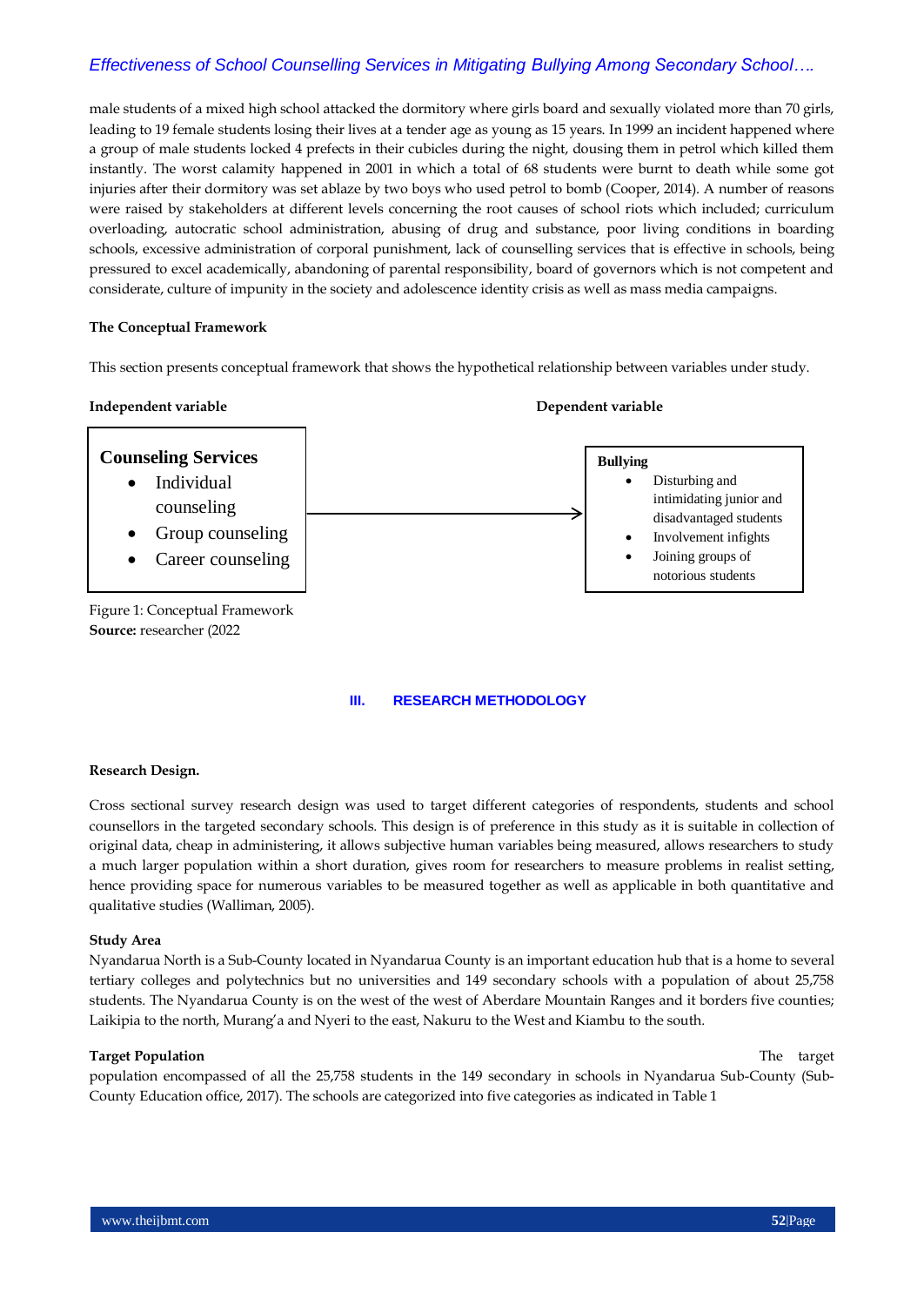male students of a mixed high school attacked the dormitory where girls board and sexually violated more than 70 girls, leading to 19 female students losing their lives at a tender age as young as 15 years. In 1999 an incident happened where a group of male students locked 4 prefects in their cubicles during the night, dousing them in petrol which killed them instantly. The worst calamity happened in 2001 in which a total of 68 students were burnt to death while some got injuries after their dormitory was set ablaze by two boys who used petrol to bomb (Cooper, 2014). A number of reasons were raised by stakeholders at different levels concerning the root causes of school riots which included; curriculum overloading, autocratic school administration, abusing of drug and substance, poor living conditions in boarding schools, excessive administration of corporal punishment, lack of counselling services that is effective in schools, being pressured to excel academically, abandoning of parental responsibility, board of governors which is not competent and considerate, culture of impunity in the society and adolescence identity crisis as well as mass media campaigns.

**The Conceptual Framework**

This section presents conceptual framework that shows the hypothetical relationship between variables under study.

**Independent variable** → **Dependent variable**

**Counseling Services**
- Individual counseling
- Group counseling
- Career counseling

→

**Bullying**
- Disturbing and intimidating junior and disadvantaged students
- Involvement infights
- Joining groups of notorious students

Figure 1: Conceptual Framework
**Source:** researcher (2022

## III. RESEARCH METHODOLOGY

**Research Design.**

Cross sectional survey research design was used to target different categories of respondents, students and school counsellors in the targeted secondary schools. This design is of preference in this study as it is suitable in collection of original data, cheap in administering, it allows subjective human variables being measured, allows researchers to study a much larger population within a short duration, gives room for researchers to measure problems in realist setting, hence providing space for numerous variables to be measured together as well as applicable in both quantitative and qualitative studies (Walliman, 2005).

**Study Area**
Nyandarua North is a Sub-County located in Nyandarua County is an important education hub that is a home to several tertiary colleges and polytechnics but no universities and 149 secondary schools with a population of about 25,758 students. The Nyandarua County is on the west of the west of Aberdare Mountain Ranges and it borders five counties; Laikipia to the north, Murang'a and Nyeri to the east, Nakuru to the West and Kiambu to the south.

**Target Population**
The target population encompassed of all the 25,758 students in the 149 secondary in schools in Nyandarua Sub-County (Sub-County Education office, 2017). The schools are categorized into five categories as indicated in Table 1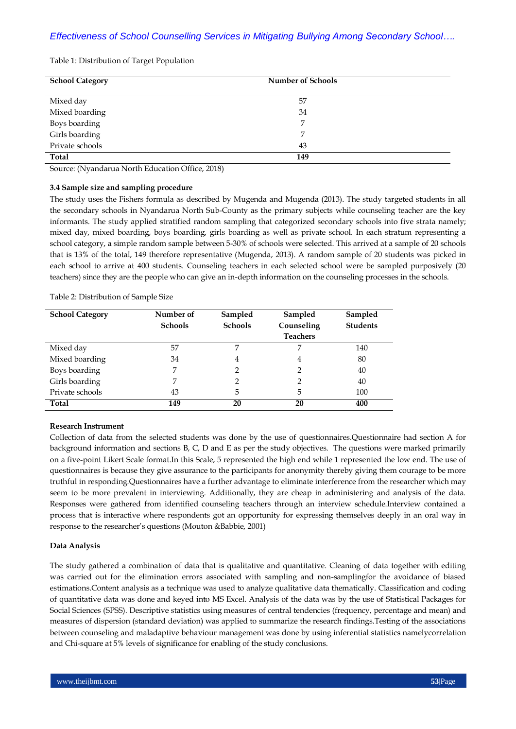Table 1: Distribution of Target Population

| School Category | Number of Schools |
|---|---|
| Mixed day | 57 |
| Mixed boarding | 34 |
| Boys boarding | 7 |
| Girls boarding | 7 |
| Private schools | 43 |
| **Total** | **149** |

Source: (Nyandarua North Education Office, 2018)

**3.4 Sample size and sampling procedure**

The study uses the Fishers formula as described by Mugenda and Mugenda (2013). The study targeted students in all the secondary schools in Nyandarua North Sub-County as the primary subjects while counseling teacher are the key informants. The study applied stratified random sampling that categorized secondary schools into five strata namely; mixed day, mixed boarding, boys boarding, girls boarding as well as private school. In each stratum representing a school category, a simple random sample between 5-30% of schools were selected. This arrived at a sample of 20 schools that is 13% of the total, 149 therefore representative (Mugenda, 2013). A random sample of 20 students was picked in each school to arrive at 400 students. Counseling teachers in each selected school were be sampled purposively (20 teachers) since they are the people who can give an in-depth information on the counseling processes in the schools.

Table 2: Distribution of Sample Size

| School Category | Number of Schools | Sampled Schools | Sampled Counseling Teachers | Sampled Students |
|---|---|---|---|---|
| Mixed day | 57 | 7 | 7 | 140 |
| Mixed boarding | 34 | 4 | 4 | 80 |
| Boys boarding | 7 | 2 | 2 | 40 |
| Girls boarding | 7 | 2 | 2 | 40 |
| Private schools | 43 | 5 | 5 | 100 |
| **Total** | **149** | **20** | **20** | **400** |

**Research Instrument**

Collection of data from the selected students was done by the use of questionnaires.Questionnaire had section A for background information and sections B, C, D and E as per the study objectives. The questions were marked primarily on a five-point Likert Scale format.In this Scale, 5 represented the high end while 1 represented the low end. The use of questionnaires is because they give assurance to the participants for anonymity thereby giving them courage to be more truthful in responding.Questionnaires have a further advantage to eliminate interference from the researcher which may seem to be more prevalent in interviewing. Additionally, they are cheap in administering and analysis of the data. Responses were gathered from identified counseling teachers through an interview schedule.Interview contained a process that is interactive where respondents got an opportunity for expressing themselves deeply in an oral way in response to the researcher's questions (Mouton &Babbie, 2001)

**Data Analysis**

The study gathered a combination of data that is qualitative and quantitative. Cleaning of data together with editing was carried out for the elimination errors associated with sampling and non-samplingfor the avoidance of biased estimations.Content analysis as a technique was used to analyze qualitative data thematically. Classification and coding of quantitative data was done and keyed into MS Excel. Analysis of the data was by the use of Statistical Packages for Social Sciences (SPSS). Descriptive statistics using measures of central tendencies (frequency, percentage and mean) and measures of dispersion (standard deviation) was applied to summarize the research findings.Testing of the associations between counseling and maladaptive behaviour management was done by using inferential statistics namelycorrelation and Chi-square at 5% levels of significance for enabling of the study conclusions.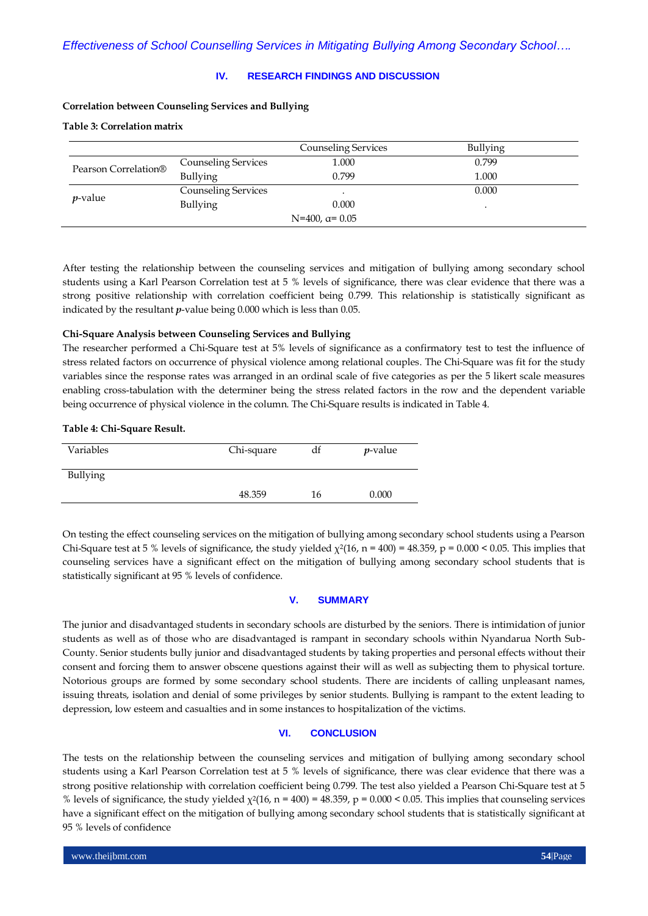## IV. RESEARCH FINDINGS AND DISCUSSION

**Correlation between Counseling Services and Bullying**

**Table 3: Correlation matrix**

| | | Counseling Services | Bullying |
|---|---|---|---|
| Pearson Correlation® | Counseling Services | 1.000 | 0.799 |
| | Bullying | 0.799 | 1.000 |
| *p*-value | Counseling Services | . | 0.000 |
| | Bullying | 0.000 | . |
| | | N=400, α= 0.05 | |

After testing the relationship between the counseling services and mitigation of bullying among secondary school students using a Karl Pearson Correlation test at 5 % levels of significance, there was clear evidence that there was a strong positive relationship with correlation coefficient being 0.799. This relationship is statistically significant as indicated by the resultant ***p***-value being 0.000 which is less than 0.05.

**Chi-Square Analysis between Counseling Services and Bullying**

The researcher performed a Chi-Square test at 5% levels of significance as a confirmatory test to test the influence of stress related factors on occurrence of physical violence among relational couples. The Chi-Square was fit for the study variables since the response rates was arranged in an ordinal scale of five categories as per the 5 likert scale measures enabling cross-tabulation with the determiner being the stress related factors in the row and the dependent variable being occurrence of physical violence in the column. The Chi-Square results is indicated in Table 4.

**Table 4: Chi-Square Result.**

| Variables | Chi-square | df | *p*-value |
|---|---|---|---|
| Bullying | 48.359 | 16 | 0.000 |

On testing the effect counseling services on the mitigation of bullying among secondary school students using a Pearson Chi-Square test at 5 % levels of significance, the study yielded $\chi^2(16, n = 400) = 48.359$, $p = 0.000 < 0.05$. This implies that counseling services have a significant effect on the mitigation of bullying among secondary school students that is statistically significant at 95 % levels of confidence.

## V. SUMMARY

The junior and disadvantaged students in secondary schools are disturbed by the seniors. There is intimidation of junior students as well as of those who are disadvantaged is rampant in secondary schools within Nyandarua North Sub-County. Senior students bully junior and disadvantaged students by taking properties and personal effects without their consent and forcing them to answer obscene questions against their will as well as subjecting them to physical torture. Notorious groups are formed by some secondary school students. There are incidents of calling unpleasant names, issuing threats, isolation and denial of some privileges by senior students. Bullying is rampant to the extent leading to depression, low esteem and casualties and in some instances to hospitalization of the victims.

## VI. CONCLUSION

The tests on the relationship between the counseling services and mitigation of bullying among secondary school students using a Karl Pearson Correlation test at 5 % levels of significance, there was clear evidence that there was a strong positive relationship with correlation coefficient being 0.799. The test also yielded a Pearson Chi-Square test at 5 % levels of significance, the study yielded $\chi^2(16, n = 400) = 48.359$, $p = 0.000 < 0.05$. This implies that counseling services have a significant effect on the mitigation of bullying among secondary school students that is statistically significant at 95 % levels of confidence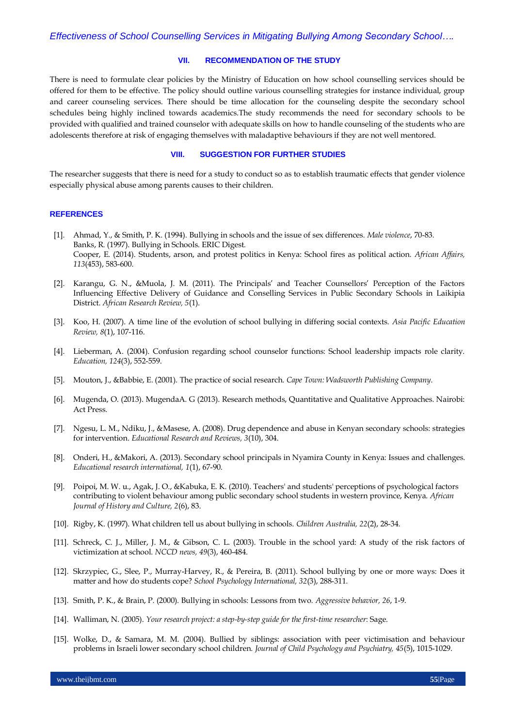## VII. RECOMMENDATION OF THE STUDY

There is need to formulate clear policies by the Ministry of Education on how school counselling services should be offered for them to be effective. The policy should outline various counselling strategies for instance individual, group and career counseling services. There should be time allocation for the counseling despite the secondary school schedules being highly inclined towards academics.The study recommends the need for secondary schools to be provided with qualified and trained counselor with adequate skills on how to handle counseling of the students who are adolescents therefore at risk of engaging themselves with maladaptive behaviours if they are not well mentored.

## VIII. SUGGESTION FOR FURTHER STUDIES

The researcher suggests that there is need for a study to conduct so as to establish traumatic effects that gender violence especially physical abuse among parents causes to their children.

## REFERENCES

[1]. Ahmad, Y., & Smith, P. K. (1994). Bullying in schools and the issue of sex differences. *Male violence*, 70-83.
Banks, R. (1997). Bullying in Schools. ERIC Digest.
Cooper, E. (2014). Students, arson, and protest politics in Kenya: School fires as political action. *African Affairs, 113*(453), 583-600.

[2]. Karangu, G. N., &Muola, J. M. (2011). The Principals' and Teacher Counsellors' Perception of the Factors Influencing Effective Delivery of Guidance and Conselling Services in Public Secondary Schools in Laikipia District. *African Research Review, 5*(1).

[3]. Koo, H. (2007). A time line of the evolution of school bullying in differing social contexts. *Asia Pacific Education Review, 8*(1), 107-116.

[4]. Lieberman, A. (2004). Confusion regarding school counselor functions: School leadership impacts role clarity. *Education, 124*(3), 552-559.

[5]. Mouton, J., &Babbie, E. (2001). The practice of social research. *Cape Town: Wadsworth Publishing Company.*

[6]. Mugenda, O. (2013). MugendaA. G (2013). Research methods, Quantitative and Qualitative Approaches. Nairobi: Act Press.

[7]. Ngesu, L. M., Ndiku, J., &Masese, A. (2008). Drug dependence and abuse in Kenyan secondary schools: strategies for intervention. *Educational Research and Reviews, 3*(10), 304.

[8]. Onderi, H., &Makori, A. (2013). Secondary school principals in Nyamira County in Kenya: Issues and challenges. *Educational research international, 1*(1), 67-90.

[9]. Poipoi, M. W. u., Agak, J. O., &Kabuka, E. K. (2010). Teachers' and students' perceptions of psychological factors contributing to violent behaviour among public secondary school students in western province, Kenya. *African Journal of History and Culture, 2*(6), 83.

[10]. Rigby, K. (1997). What children tell us about bullying in schools. *Children Australia, 22*(2), 28-34.

[11]. Schreck, C. J., Miller, J. M., & Gibson, C. L. (2003). Trouble in the school yard: A study of the risk factors of victimization at school. *NCCD news, 49*(3), 460-484.

[12]. Skrzypiec, G., Slee, P., Murray-Harvey, R., & Pereira, B. (2011). School bullying by one or more ways: Does it matter and how do students cope? *School Psychology International, 32*(3), 288-311.

[13]. Smith, P. K., & Brain, P. (2000). Bullying in schools: Lessons from two. *Aggressive behavior, 26*, 1-9.

[14]. Walliman, N. (2005). *Your research project: a step-by-step guide for the first-time researcher*: Sage.

[15]. Wolke, D., & Samara, M. M. (2004). Bullied by siblings: association with peer victimisation and behaviour problems in Israeli lower secondary school children. *Journal of Child Psychology and Psychiatry, 45*(5), 1015-1029.